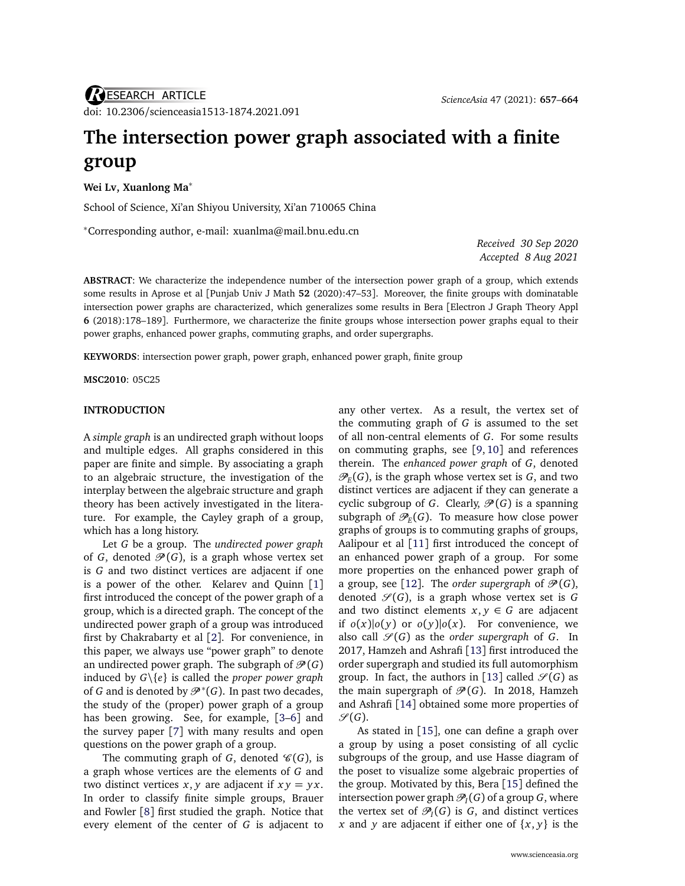RESEARCH ARTICLE
doi: 10.2306/scienceasia1513-1874.2021.091

# The intersection power graph associated with a finite group

**Wei Lv, Xuanlong Ma***

School of Science, Xi'an Shiyou University, Xi'an 710065 China

*Corresponding author, e-mail: xuanlma@mail.bnu.edu.cn

*Received 30 Sep 2020*
*Accepted 8 Aug 2021*

**ABSTRACT**: We characterize the independence number of the intersection power graph of a group, which extends some results in Aprose et al [Punjab Univ J Math **52** (2020):47–53]. Moreover, the finite groups with dominatable intersection power graphs are characterized, which generalizes some results in Bera [Electron J Graph Theory Appl **6** (2018):178–189]. Furthermore, we characterize the finite groups whose intersection power graphs equal to their power graphs, enhanced power graphs, commuting graphs, and order supergraphs.

**KEYWORDS**: intersection power graph, power graph, enhanced power graph, finite group

**MSC2010**: 05C25

## INTRODUCTION

A *simple graph* is an undirected graph without loops and multiple edges. All graphs considered in this paper are finite and simple. By associating a graph to an algebraic structure, the investigation of the interplay between the algebraic structure and graph theory has been actively investigated in the literature. For example, the Cayley graph of a group, which has a long history.

Let $G$ be a group. The *undirected power graph* of $G$, denoted $\mathscr{P}(G)$, is a graph whose vertex set is $G$ and two distinct vertices are adjacent if one is a power of the other. Kelarev and Quinn [1] first introduced the concept of the power graph of a group, which is a directed graph. The concept of the undirected power graph of a group was introduced first by Chakrabarty et al [2]. For convenience, in this paper, we always use "power graph" to denote an undirected power graph. The subgraph of $\mathscr{P}(G)$ induced by $G\backslash\{e\}$ is called the *proper power graph* of $G$ and is denoted by $\mathscr{P}^*(G)$. In past two decades, the study of the (proper) power graph of a group has been growing. See, for example, [3–6] and the survey paper [7] with many results and open questions on the power graph of a group.

The commuting graph of $G$, denoted $\mathscr{C}(G)$, is a graph whose vertices are the elements of $G$ and two distinct vertices $x, y$ are adjacent if $xy = yx$. In order to classify finite simple groups, Brauer and Fowler [8] first studied the graph. Notice that every element of the center of $G$ is adjacent to any other vertex. As a result, the vertex set of the commuting graph of $G$ is assumed to the set of all non-central elements of $G$. For some results on commuting graphs, see [9, 10] and references therein. The *enhanced power graph* of $G$, denoted $\mathscr{P}_E(G)$, is the graph whose vertex set is $G$, and two distinct vertices are adjacent if they can generate a cyclic subgroup of $G$. Clearly, $\mathscr{P}(G)$ is a spanning subgraph of $\mathscr{P}_E(G)$. To measure how close power graphs of groups is to commuting graphs of groups, Aalipour et al [11] first introduced the concept of an enhanced power graph of a group. For some more properties on the enhanced power graph of a group, see [12]. The *order supergraph* of $\mathscr{P}(G)$, denoted $\mathscr{S}(G)$, is a graph whose vertex set is $G$ and two distinct elements $x, y \in G$ are adjacent if $o(x)|o(y)$ or $o(y)|o(x)$. For convenience, we also call $\mathscr{S}(G)$ as the *order supergraph* of $G$. In 2017, Hamzeh and Ashrafi [13] first introduced the order supergraph and studied its full automorphism group. In fact, the authors in [13] called $\mathscr{S}(G)$ as the main supergraph of $\mathscr{P}(G)$. In 2018, Hamzeh and Ashrafi [14] obtained some more properties of $\mathscr{S}(G)$.

As stated in [15], one can define a graph over a group by using a poset consisting of all cyclic subgroups of the group, and use Hasse diagram of the poset to visualize some algebraic properties of the group. Motivated by this, Bera [15] defined the intersection power graph $\mathscr{P}_I(G)$ of a group $G$, where the vertex set of $\mathscr{P}_I(G)$ is $G$, and distinct vertices $x$ and $y$ are adjacent if either one of $\{x, y\}$ is the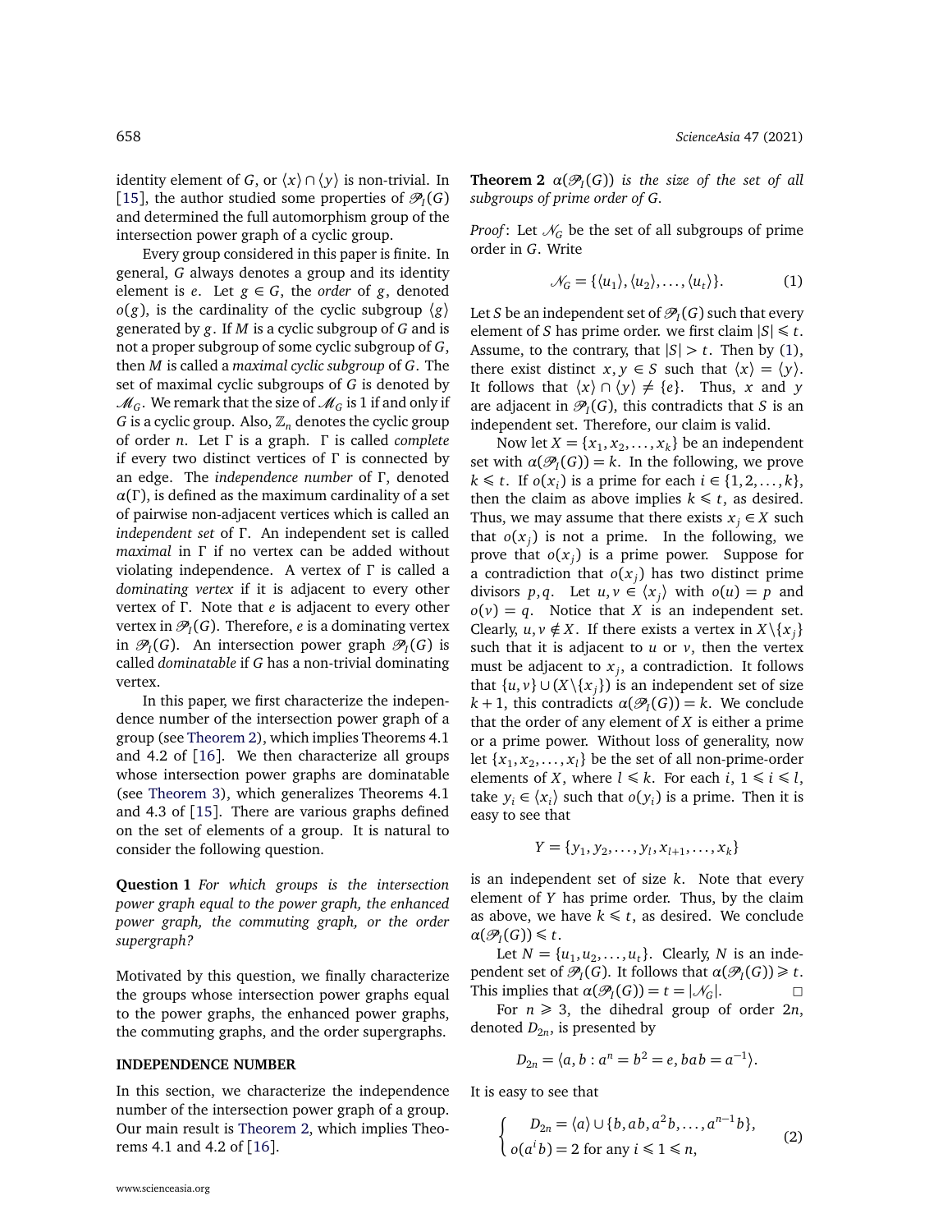identity element of $G$, or $\langle x\rangle \cap \langle y\rangle$ is non-trivial. In [15], the author studied some properties of $\mathscr{P}_I(G)$ and determined the full automorphism group of the intersection power graph of a cyclic group.

Every group considered in this paper is finite. In general, $G$ always denotes a group and its identity element is $e$. Let $g \in G$, the *order* of $g$, denoted $o(g)$, is the cardinality of the cyclic subgroup $\langle g\rangle$ generated by $g$. If $M$ is a cyclic subgroup of $G$ and is not a proper subgroup of some cyclic subgroup of $G$, then $M$ is called a *maximal cyclic subgroup* of $G$. The set of maximal cyclic subgroups of $G$ is denoted by $\mathscr{M}_G$. We remark that the size of $\mathscr{M}_G$ is 1 if and only if $G$ is a cyclic group. Also, $\mathbb{Z}_n$ denotes the cyclic group of order $n$. Let $\Gamma$ is a graph. $\Gamma$ is called *complete* if every two distinct vertices of $\Gamma$ is connected by an edge. The *independence number* of $\Gamma$, denoted $\alpha(\Gamma)$, is defined as the maximum cardinality of a set of pairwise non-adjacent vertices which is called an *independent set* of $\Gamma$. An independent set is called *maximal* in $\Gamma$ if no vertex can be added without violating independence. A vertex of $\Gamma$ is called a *dominating vertex* if it is adjacent to every other vertex of $\Gamma$. Note that $e$ is adjacent to every other vertex in $\mathscr{P}_I(G)$. Therefore, $e$ is a dominating vertex in $\mathscr{P}_I(G)$. An intersection power graph $\mathscr{P}_I(G)$ is called *dominatable* if $G$ has a non-trivial dominating vertex.

In this paper, we first characterize the independence number of the intersection power graph of a group (see Theorem 2), which implies Theorems 4.1 and 4.2 of [16]. We then characterize all groups whose intersection power graphs are dominatable (see Theorem 3), which generalizes Theorems 4.1 and 4.3 of [15]. There are various graphs defined on the set of elements of a group. It is natural to consider the following question.

**Question 1** *For which groups is the intersection power graph equal to the power graph, the enhanced power graph, the commuting graph, or the order supergraph?*

Motivated by this question, we finally characterize the groups whose intersection power graphs equal to the power graphs, the enhanced power graphs, the commuting graphs, and the order supergraphs.

## INDEPENDENCE NUMBER

In this section, we characterize the independence number of the intersection power graph of a group. Our main result is Theorem 2, which implies Theorems 4.1 and 4.2 of [16].

**Theorem 2** *$\alpha(\mathscr{P}_I(G))$ is the size of the set of all subgroups of prime order of $G$.*

*Proof*: Let $\mathscr{N}_G$ be the set of all subgroups of prime order in $G$. Write

$$\mathscr{N}_G = \{\langle u_1\rangle, \langle u_2\rangle, \dots, \langle u_t\rangle\}. \tag{1}$$

Let $S$ be an independent set of $\mathscr{P}_I(G)$ such that every element of $S$ has prime order. we first claim $|S| \leqslant t$. Assume, to the contrary, that $|S| > t$. Then by (1), there exist distinct $x, y \in S$ such that $\langle x\rangle = \langle y\rangle$. It follows that $\langle x\rangle \cap \langle y\rangle \neq \{e\}$. Thus, $x$ and $y$ are adjacent in $\mathscr{P}_I(G)$, this contradicts that $S$ is an independent set. Therefore, our claim is valid.

Now let $X = \{x_1, x_2, \dots, x_k\}$ be an independent set with $\alpha(\mathscr{P}_I(G)) = k$. In the following, we prove $k \leqslant t$. If $o(x_i)$ is a prime for each $i \in \{1, 2, \dots, k\}$, then the claim as above implies $k \leqslant t$, as desired. Thus, we may assume that there exists $x_j \in X$ such that $o(x_j)$ is not a prime. In the following, we prove that $o(x_j)$ is a prime power. Suppose for a contradiction that $o(x_j)$ has two distinct prime divisors $p, q$. Let $u, v \in \langle x_j\rangle$ with $o(u) = p$ and $o(v) = q$. Notice that $X$ is an independent set. Clearly, $u, v \notin X$. If there exists a vertex in $X\backslash\{x_j\}$ such that it is adjacent to $u$ or $v$, then the vertex must be adjacent to $x_j$, a contradiction. It follows that $\{u, v\} \cup (X\backslash\{x_j\})$ is an independent set of size $k+1$, this contradicts $\alpha(\mathscr{P}_I(G)) = k$. We conclude that the order of any element of $X$ is either a prime or a prime power. Without loss of generality, now let $\{x_1, x_2, \dots, x_l\}$ be the set of all non-prime-order elements of $X$, where $l \leqslant k$. For each $i$, $1 \leqslant i \leqslant l$, take $y_i \in \langle x_i\rangle$ such that $o(y_i)$ is a prime. Then it is easy to see that

$$Y = \{y_1, y_2, \dots, y_l, x_{l+1}, \dots, x_k\}$$

is an independent set of size $k$. Note that every element of $Y$ has prime order. Thus, by the claim as above, we have $k \leqslant t$, as desired. We conclude $\alpha(\mathscr{P}_I(G)) \leqslant t$.

Let $N = \{u_1, u_2, \dots, u_t\}$. Clearly, $N$ is an independent set of $\mathscr{P}_I(G)$. It follows that $\alpha(\mathscr{P}_I(G)) \geqslant t$. This implies that $\alpha(\mathscr{P}_I(G)) = t = |\mathscr{N}_G|$. □

For $n \geqslant 3$, the dihedral group of order $2n$, denoted $D_{2n}$, is presented by

$$D_{2n} = \langle a, b : a^n = b^2 = e, bab = a^{-1}\rangle.$$

It is easy to see that

$$\begin{cases} D_{2n} = \langle a\rangle \cup \{b, ab, a^2b, \dots, a^{n-1}b\}, \\ o(a^ib) = 2 \text{ for any } i \leqslant 1 \leqslant n, \end{cases} \tag{2}$$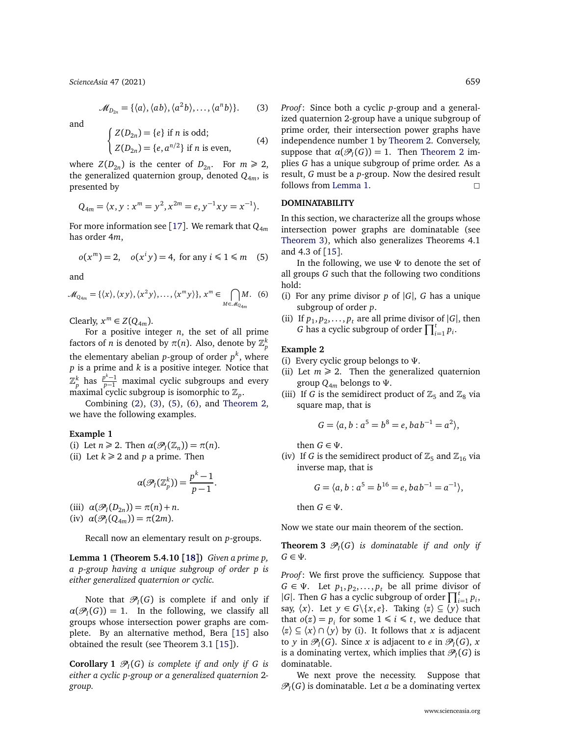$$\mathscr{M}_{D_{2n}} = \{\langle a\rangle, \langle ab\rangle, \langle a^2 b\rangle, \ldots, \langle a^n b\rangle\}. \quad (3)$$

and

$$\begin{cases} Z(D_{2n}) = \{e\} \text{ if } n \text{ is odd;} \\ Z(D_{2n}) = \{e, a^{n/2}\} \text{ if } n \text{ is even,} \end{cases} \quad (4)$$

where $Z(D_{2n})$ is the center of $D_{2n}$. For $m \geqslant 2$, the generalized quaternion group, denoted $Q_{4m}$, is presented by

$$Q_{4m} = \langle x, y : x^m = y^2, x^{2m} = e, y^{-1}xy = x^{-1}\rangle.$$

For more information see [17]. We remark that $Q_{4m}$ has order $4m$,

$$o(x^m) = 2, \quad o(x^i y) = 4, \text{ for any } i \leqslant 1 \leqslant m \quad (5)$$

and

$$\mathscr{M}_{Q_{4m}} = \{\langle x\rangle, \langle xy\rangle, \langle x^2 y\rangle, \ldots, \langle x^m y\rangle\},\ x^m \in \bigcap_{M \in \mathscr{M}_{Q_{4m}}} M. \quad (6)$$

Clearly, $x^m \in Z(Q_{4m})$.

For a positive integer $n$, the set of all prime factors of $n$ is denoted by $\pi(n)$. Also, denote by $\mathbb{Z}_p^k$ the elementary abelian $p$-group of order $p^k$, where $p$ is a prime and $k$ is a positive integer. Notice that $\mathbb{Z}_p^k$ has $\frac{p^k-1}{p-1}$ maximal cyclic subgroups and every maximal cyclic subgroup is isomorphic to $\mathbb{Z}_p$.

Combining (2), (3), (5), (6), and Theorem 2, we have the following examples.

**Example 1**

(i) Let $n \geqslant 2$. Then $\alpha(\mathscr{P}_I(\mathbb{Z}_n)) = \pi(n)$.

(ii) Let $k \geqslant 2$ and $p$ a prime. Then

$$\alpha(\mathscr{P}_I(\mathbb{Z}_p^k)) = \frac{p^k-1}{p-1}.$$

(iii) $\alpha(\mathscr{P}_I(D_{2n})) = \pi(n) + n$.

(iv) $\alpha(\mathscr{P}_I(Q_{4m})) = \pi(2m)$.

Recall now an elementary result on $p$-groups.

**Lemma 1 (Theorem 5.4.10 [18])** *Given a prime $p$, a $p$-group having a unique subgroup of order $p$ is either generalized quaternion or cyclic.*

Note that $\mathscr{P}_I(G)$ is complete if and only if $\alpha(\mathscr{P}_I(G)) = 1$. In the following, we classify all groups whose intersection power graphs are complete. By an alternative method, Bera [15] also obtained the result (see Theorem 3.1 [15]).

**Corollary 1** *$\mathscr{P}_I(G)$ is complete if and only if $G$ is either a cyclic $p$-group or a generalized quaternion 2-group.*

*Proof*: Since both a cyclic $p$-group and a generalized quaternion 2-group have a unique subgroup of prime order, their intersection power graphs have independence number 1 by Theorem 2. Conversely, suppose that $\alpha(\mathscr{P}_I(G)) = 1$. Then Theorem 2 implies $G$ has a unique subgroup of prime order. As a result, $G$ must be a $p$-group. Now the desired result follows from Lemma 1. □

## DOMINATABILITY

In this section, we characterize all the groups whose intersection power graphs are dominatable (see Theorem 3), which also generalizes Theorems 4.1 and 4.3 of [15].

In the following, we use $\Psi$ to denote the set of all groups $G$ such that the following two conditions hold:

(i) For any prime divisor $p$ of $|G|$, $G$ has a unique subgroup of order $p$.

(ii) If $p_1, p_2, \ldots, p_t$ are all prime divisor of $|G|$, then $G$ has a cyclic subgroup of order $\prod_{i=1}^t p_i$.

**Example 2**

(i) Every cyclic group belongs to $\Psi$.

(ii) Let $m \geqslant 2$. Then the generalized quaternion group $Q_{4m}$ belongs to $\Psi$.

(iii) If $G$ is the semidirect product of $\mathbb{Z}_5$ and $\mathbb{Z}_8$ via square map, that is

$$G = \langle a, b : a^5 = b^8 = e, bab^{-1} = a^2\rangle,$$

then $G \in \Psi$.

(iv) If $G$ is the semidirect product of $\mathbb{Z}_5$ and $\mathbb{Z}_{16}$ via inverse map, that is

$$G = \langle a, b : a^5 = b^{16} = e, bab^{-1} = a^{-1}\rangle,$$

then $G \in \Psi$.

Now we state our main theorem of the section.

**Theorem 3** *$\mathscr{P}_I(G)$ is dominatable if and only if $G \in \Psi$.*

*Proof*: We first prove the sufficiency. Suppose that $G \in \Psi$. Let $p_1, p_2, \ldots, p_t$ be all prime divisor of $|G|$. Then $G$ has a cyclic subgroup of order $\prod_{i=1}^t p_i$, say, $\langle x\rangle$. Let $y \in G\backslash\{x, e\}$. Taking $\langle z\rangle \subseteq \langle y\rangle$ such that $o(z) = p_i$ for some $1 \leqslant i \leqslant t$, we deduce that $\langle z\rangle \subseteq \langle x\rangle \cap \langle y\rangle$ by (i). It follows that $x$ is adjacent to $y$ in $\mathscr{P}_I(G)$. Since $x$ is adjacent to $e$ in $\mathscr{P}_I(G)$, $x$ is a dominating vertex, which implies that $\mathscr{P}_I(G)$ is dominatable.

We next prove the necessity. Suppose that $\mathscr{P}_I(G)$ is dominatable. Let $a$ be a dominating vertex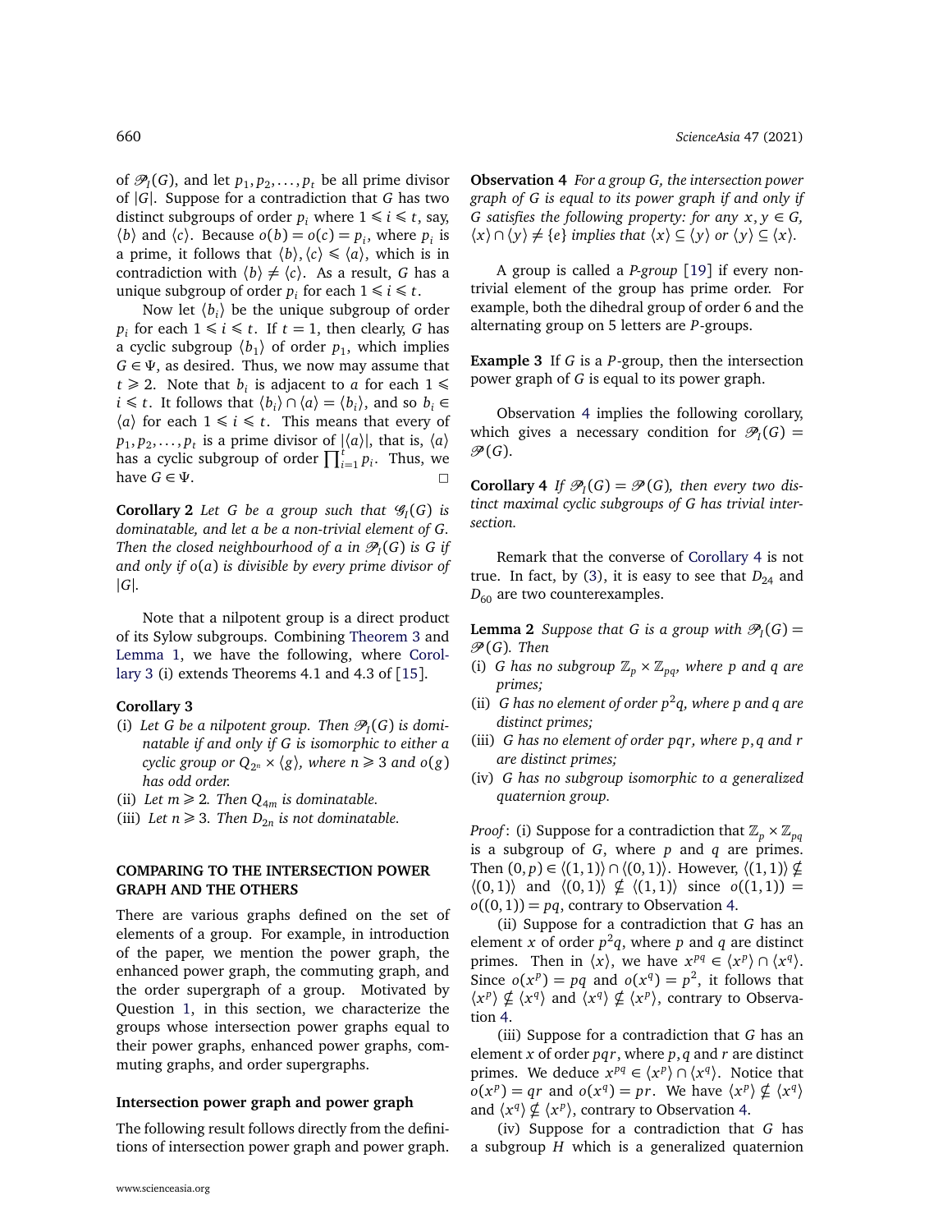of $\mathscr{P}_I(G)$, and let $p_1, p_2, \ldots, p_t$ be all prime divisor of $|G|$. Suppose for a contradiction that $G$ has two distinct subgroups of order $p_i$ where $1 \leqslant i \leqslant t$, say, $\langle b \rangle$ and $\langle c \rangle$. Because $o(b) = o(c) = p_i$, where $p_i$ is a prime, it follows that $\langle b \rangle, \langle c \rangle \leqslant \langle a \rangle$, which is in contradiction with $\langle b \rangle \neq \langle c \rangle$. As a result, $G$ has a unique subgroup of order $p_i$ for each $1 \leqslant i \leqslant t$.

Now let $\langle b_i \rangle$ be the unique subgroup of order $p_i$ for each $1 \leqslant i \leqslant t$. If $t = 1$, then clearly, $G$ has a cyclic subgroup $\langle b_1 \rangle$ of order $p_1$, which implies $G \in \Psi$, as desired. Thus, we now may assume that $t \geqslant 2$. Note that $b_i$ is adjacent to $a$ for each $1 \leqslant i \leqslant t$. It follows that $\langle b_i \rangle \cap \langle a \rangle = \langle b_i \rangle$, and so $b_i \in \langle a \rangle$ for each $1 \leqslant i \leqslant t$. This means that every of $p_1, p_2, \ldots, p_t$ is a prime divisor of $|\langle a \rangle|$, that is, $\langle a \rangle$ has a cyclic subgroup of order $\prod_{i=1}^{t} p_i$. Thus, we have $G \in \Psi$. □

**Corollary 2** *Let $G$ be a group such that $\mathscr{G}_I(G)$ is dominatable, and let $a$ be a non-trivial element of $G$. Then the closed neighbourhood of $a$ in $\mathscr{P}_I(G)$ is $G$ if and only if $o(a)$ is divisible by every prime divisor of $|G|$.*

Note that a nilpotent group is a direct product of its Sylow subgroups. Combining Theorem 3 and Lemma 1, we have the following, where Corollary 3 (i) extends Theorems 4.1 and 4.3 of [15].

**Corollary 3**

(i) *Let $G$ be a nilpotent group. Then $\mathscr{P}_I(G)$ is dominatable if and only if $G$ is isomorphic to either a cyclic group or $Q_{2^n} \times \langle g \rangle$, where $n \geqslant 3$ and $o(g)$ has odd order.*
(ii) *Let $m \geqslant 2$. Then $Q_{4m}$ is dominatable.*
(iii) *Let $n \geqslant 3$. Then $D_{2n}$ is not dominatable.*

## COMPARING TO THE INTERSECTION POWER GRAPH AND THE OTHERS

There are various graphs defined on the set of elements of a group. For example, in introduction of the paper, we mention the power graph, the enhanced power graph, the commuting graph, and the order supergraph of a group. Motivated by Question 1, in this section, we characterize the groups whose intersection power graphs equal to their power graphs, enhanced power graphs, commuting graphs, and order supergraphs.

### Intersection power graph and power graph

The following result follows directly from the definitions of intersection power graph and power graph.

**Observation 4** *For a group $G$, the intersection power graph of $G$ is equal to its power graph if and only if $G$ satisfies the following property: for any $x, y \in G$, $\langle x \rangle \cap \langle y \rangle \neq \{e\}$ implies that $\langle x \rangle \subseteq \langle y \rangle$ or $\langle y \rangle \subseteq \langle x \rangle$.*

A group is called a *P-group* [19] if every non-trivial element of the group has prime order. For example, both the dihedral group of order 6 and the alternating group on 5 letters are *P*-groups.

**Example 3** If $G$ is a $P$-group, then the intersection power graph of $G$ is equal to its power graph.

Observation 4 implies the following corollary, which gives a necessary condition for $\mathscr{P}_I(G) = \mathscr{P}(G)$.

**Corollary 4** *If $\mathscr{P}_I(G) = \mathscr{P}(G)$, then every two distinct maximal cyclic subgroups of $G$ has trivial intersection.*

Remark that the converse of Corollary 4 is not true. In fact, by (3), it is easy to see that $D_{24}$ and $D_{60}$ are two counterexamples.

**Lemma 2** *Suppose that $G$ is a group with $\mathscr{P}_I(G) = \mathscr{P}(G)$. Then*

(i) *$G$ has no subgroup $\mathbb{Z}_p \times \mathbb{Z}_{pq}$, where $p$ and $q$ are primes;*
(ii) *$G$ has no element of order $p^2 q$, where $p$ and $q$ are distinct primes;*
(iii) *$G$ has no element of order $pqr$, where $p, q$ and $r$ are distinct primes;*
(iv) *$G$ has no subgroup isomorphic to a generalized quaternion group.*

*Proof*: (i) Suppose for a contradiction that $\mathbb{Z}_p \times \mathbb{Z}_{pq}$ is a subgroup of $G$, where $p$ and $q$ are primes. Then $(0, p) \in \langle (1, 1) \rangle \cap \langle (0, 1) \rangle$. However, $\langle (1, 1) \rangle \nsubseteq \langle (0, 1) \rangle$ and $\langle (0, 1) \rangle \nsubseteq \langle (1, 1) \rangle$ since $o((1, 1)) = o((0, 1)) = pq$, contrary to Observation 4.

(ii) Suppose for a contradiction that $G$ has an element $x$ of order $p^2 q$, where $p$ and $q$ are distinct primes. Then in $\langle x \rangle$, we have $x^{pq} \in \langle x^p \rangle \cap \langle x^q \rangle$. Since $o(x^p) = pq$ and $o(x^q) = p^2$, it follows that $\langle x^p \rangle \nsubseteq \langle x^q \rangle$ and $\langle x^q \rangle \nsubseteq \langle x^p \rangle$, contrary to Observation 4.

(iii) Suppose for a contradiction that $G$ has an element $x$ of order $pqr$, where $p, q$ and $r$ are distinct primes. We deduce $x^{pq} \in \langle x^p \rangle \cap \langle x^q \rangle$. Notice that $o(x^p) = qr$ and $o(x^q) = pr$. We have $\langle x^p \rangle \nsubseteq \langle x^q \rangle$ and $\langle x^q \rangle \nsubseteq \langle x^p \rangle$, contrary to Observation 4.

(iv) Suppose for a contradiction that $G$ has a subgroup $H$ which is a generalized quaternion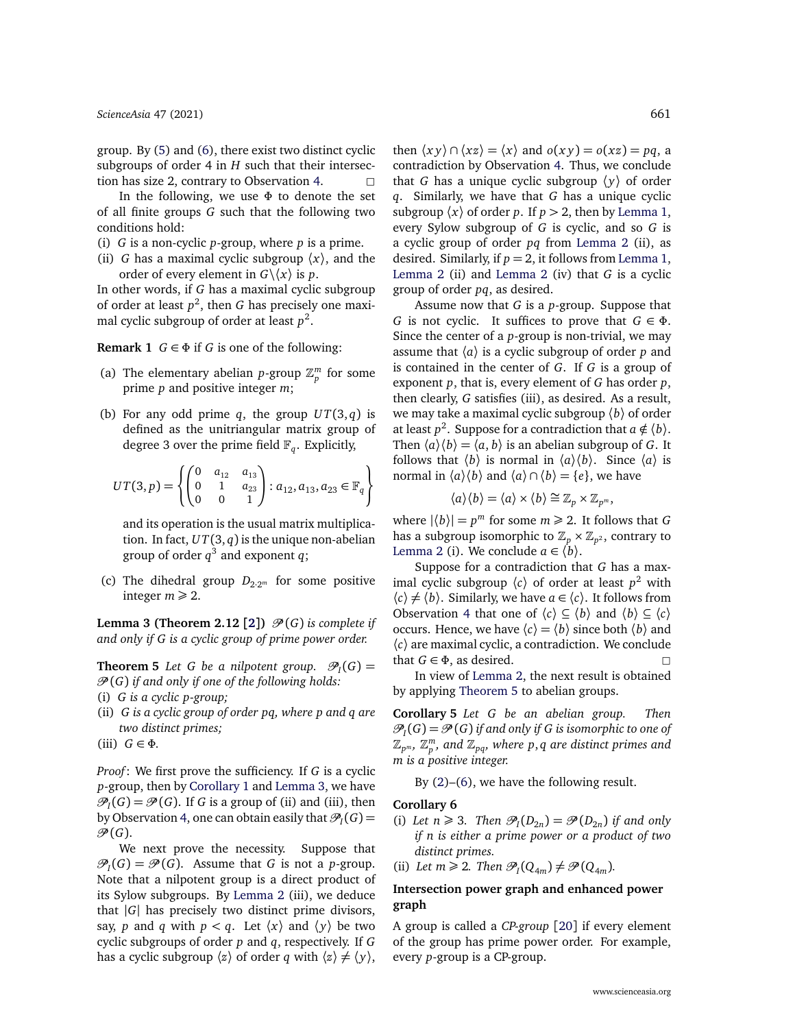group. By (5) and (6), there exist two distinct cyclic subgroups of order 4 in $H$ such that their intersection has size 2, contrary to Observation 4. □

In the following, we use $\Phi$ to denote the set of all finite groups $G$ such that the following two conditions hold:

(i) $G$ is a non-cyclic $p$-group, where $p$ is a prime.

(ii) $G$ has a maximal cyclic subgroup $\langle x\rangle$, and the order of every element in $G\setminus\langle x\rangle$ is $p$.

In other words, if $G$ has a maximal cyclic subgroup of order at least $p^2$, then $G$ has precisely one maximal cyclic subgroup of order at least $p^2$.

**Remark 1** $G \in \Phi$ if $G$ is one of the following:

(a) The elementary abelian $p$-group $\mathbb{Z}_p^m$ for some prime $p$ and positive integer $m$;

(b) For any odd prime $q$, the group $UT(3,q)$ is defined as the unitriangular matrix group of degree 3 over the prime field $\mathbb{F}_q$. Explicitly,

$$UT(3,p) = \left\{ \begin{pmatrix} 0 & a_{12} & a_{13} \\ 0 & 1 & a_{23} \\ 0 & 0 & 1 \end{pmatrix} : a_{12}, a_{13}, a_{23} \in \mathbb{F}_q \right\}$$

and its operation is the usual matrix multiplication. In fact, $UT(3,q)$ is the unique non-abelian group of order $q^3$ and exponent $q$;

(c) The dihedral group $D_{2\cdot 2^m}$ for some positive integer $m \geqslant 2$.

**Lemma 3 (Theorem 2.12 [2])** *$\mathscr{P}(G)$ is complete if and only if $G$ is a cyclic group of prime power order.*

**Theorem 5** *Let $G$ be a nilpotent group. $\mathscr{P}_I(G) = \mathscr{P}(G)$ if and only if one of the following holds:*

*(i) $G$ is a cyclic $p$-group;*

*(ii) $G$ is a cyclic group of order $pq$, where $p$ and $q$ are two distinct primes;*

*(iii) $G \in \Phi$.*

*Proof*: We first prove the sufficiency. If $G$ is a cyclic $p$-group, then by Corollary 1 and Lemma 3, we have $\mathscr{P}_I(G) = \mathscr{P}(G)$. If $G$ is a group of (ii) and (iii), then by Observation 4, one can obtain easily that $\mathscr{P}_I(G) = \mathscr{P}(G)$.

We next prove the necessity. Suppose that $\mathscr{P}_I(G) = \mathscr{P}(G)$. Assume that $G$ is not a $p$-group. Note that a nilpotent group is a direct product of its Sylow subgroups. By Lemma 2 (iii), we deduce that $|G|$ has precisely two distinct prime divisors, say, $p$ and $q$ with $p < q$. Let $\langle x\rangle$ and $\langle y\rangle$ be two cyclic subgroups of order $p$ and $q$, respectively. If $G$ has a cyclic subgroup $\langle z\rangle$ of order $q$ with $\langle z\rangle \neq \langle y\rangle$, then $\langle xy\rangle \cap \langle xz\rangle = \langle x\rangle$ and $o(xy) = o(xz) = pq$, a contradiction by Observation 4. Thus, we conclude that $G$ has a unique cyclic subgroup $\langle y\rangle$ of order $q$. Similarly, we have that $G$ has a unique cyclic subgroup $\langle x\rangle$ of order $p$. If $p > 2$, then by Lemma 1, every Sylow subgroup of $G$ is cyclic, and so $G$ is a cyclic group of order $pq$ from Lemma 2 (ii), as desired. Similarly, if $p = 2$, it follows from Lemma 1, Lemma 2 (ii) and Lemma 2 (iv) that $G$ is a cyclic group of order $pq$, as desired.

Assume now that $G$ is a $p$-group. Suppose that $G$ is not cyclic. It suffices to prove that $G \in \Phi$. Since the center of a $p$-group is non-trivial, we may assume that $\langle a\rangle$ is a cyclic subgroup of order $p$ and is contained in the center of $G$. If $G$ is a group of exponent $p$, that is, every element of $G$ has order $p$, then clearly, $G$ satisfies (iii), as desired. As a result, we may take a maximal cyclic subgroup $\langle b\rangle$ of order at least $p^2$. Suppose for a contradiction that $a \notin \langle b\rangle$. Then $\langle a\rangle\langle b\rangle = \langle a, b\rangle$ is an abelian subgroup of $G$. It follows that $\langle b\rangle$ is normal in $\langle a\rangle\langle b\rangle$. Since $\langle a\rangle$ is normal in $\langle a\rangle\langle b\rangle$ and $\langle a\rangle \cap \langle b\rangle = \{e\}$, we have

$$\langle a\rangle\langle b\rangle = \langle a\rangle \times \langle b\rangle \cong \mathbb{Z}_p \times \mathbb{Z}_{p^m},$$

where $|\langle b\rangle| = p^m$ for some $m \geqslant 2$. It follows that $G$ has a subgroup isomorphic to $\mathbb{Z}_p \times \mathbb{Z}_{p^2}$, contrary to Lemma 2 (i). We conclude $a \in \langle b\rangle$.

Suppose for a contradiction that $G$ has a maximal cyclic subgroup $\langle c\rangle$ of order at least $p^2$ with $\langle c\rangle \neq \langle b\rangle$. Similarly, we have $a \in \langle c\rangle$. It follows from Observation 4 that one of $\langle c\rangle \subseteq \langle b\rangle$ and $\langle b\rangle \subseteq \langle c\rangle$ occurs. Hence, we have $\langle c\rangle = \langle b\rangle$ since both $\langle b\rangle$ and $\langle c\rangle$ are maximal cyclic, a contradiction. We conclude that $G \in \Phi$, as desired. □

In view of Lemma 2, the next result is obtained by applying Theorem 5 to abelian groups.

**Corollary 5** *Let $G$ be an abelian group. Then $\mathscr{P}_I(G) = \mathscr{P}(G)$ if and only if $G$ is isomorphic to one of $\mathbb{Z}_{p^m}$, $\mathbb{Z}_p^m$, and $\mathbb{Z}_{pq}$, where $p, q$ are distinct primes and $m$ is a positive integer.*

By (2)–(6), we have the following result.

**Corollary 6**

*(i) Let $n \geqslant 3$. Then $\mathscr{P}_I(D_{2n}) = \mathscr{P}(D_{2n})$ if and only if $n$ is either a prime power or a product of two distinct primes.*

*(ii) Let $m \geqslant 2$. Then $\mathscr{P}_I(Q_{4m}) \neq \mathscr{P}(Q_{4m})$.*

## Intersection power graph and enhanced power graph

A group is called a *CP-group* [20] if every element of the group has prime power order. For example, every $p$-group is a CP-group.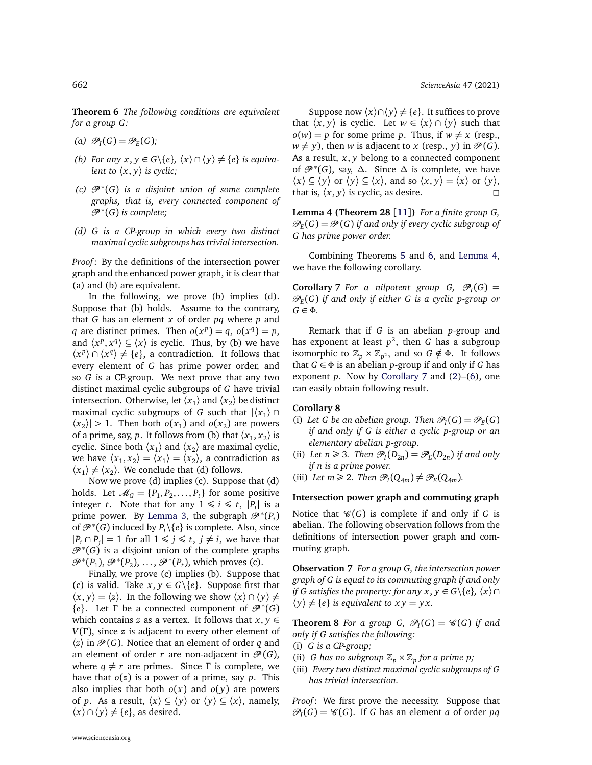**Theorem 6** *The following conditions are equivalent for a group G:*

*(a) $\mathscr{P}_I(G) = \mathscr{P}_E(G)$;*

*(b) For any $x, y \in G\backslash\{e\}$, $\langle x\rangle \cap \langle y\rangle \neq \{e\}$ is equivalent to $\langle x, y\rangle$ is cyclic;*

*(c) $\mathscr{P}^*(G)$ is a disjoint union of some complete graphs, that is, every connected component of $\mathscr{P}^*(G)$ is complete;*

*(d) G is a CP-group in which every two distinct maximal cyclic subgroups has trivial intersection.*

*Proof*: By the definitions of the intersection power graph and the enhanced power graph, it is clear that (a) and (b) are equivalent.

In the following, we prove (b) implies (d). Suppose that (b) holds. Assume to the contrary, that $G$ has an element $x$ of order $pq$ where $p$ and $q$ are distinct primes. Then $o(x^p) = q$, $o(x^q) = p$, and $\langle x^p, x^q\rangle \subseteq \langle x\rangle$ is cyclic. Thus, by (b) we have $\langle x^p\rangle \cap \langle x^q\rangle \neq \{e\}$, a contradiction. It follows that every element of $G$ has prime power order, and so $G$ is a CP-group. We next prove that any two distinct maximal cyclic subgroups of $G$ have trivial intersection. Otherwise, let $\langle x_1\rangle$ and $\langle x_2\rangle$ be distinct maximal cyclic subgroups of $G$ such that $|\langle x_1\rangle \cap \langle x_2\rangle| > 1$. Then both $o(x_1)$ and $o(x_2)$ are powers of a prime, say, $p$. It follows from (b) that $\langle x_1, x_2\rangle$ is cyclic. Since both $\langle x_1\rangle$ and $\langle x_2\rangle$ are maximal cyclic, we have $\langle x_1, x_2\rangle = \langle x_1\rangle = \langle x_2\rangle$, a contradiction as $\langle x_1\rangle \neq \langle x_2\rangle$. We conclude that (d) follows.

Now we prove (d) implies (c). Suppose that (d) holds. Let $\mathscr{M}_G = \{P_1, P_2, \ldots, P_t\}$ for some positive integer $t$. Note that for any $1 \leqslant i \leqslant t$, $|P_i|$ is a prime power. By Lemma 3, the subgraph $\mathscr{P}^*(P_i)$ of $\mathscr{P}^*(G)$ induced by $P_i\backslash\{e\}$ is complete. Also, since $|P_i \cap P_j| = 1$ for all $1 \leqslant j \leqslant t$, $j \neq i$, we have that $\mathscr{P}^*(G)$ is a disjoint union of the complete graphs $\mathscr{P}^*(P_1)$, $\mathscr{P}^*(P_2)$, $\ldots$, $\mathscr{P}^*(P_t)$, which proves (c).

Finally, we prove (c) implies (b). Suppose that (c) is valid. Take $x, y \in G\backslash\{e\}$. Suppose first that $\langle x, y\rangle = \langle z\rangle$. In the following we show $\langle x\rangle \cap \langle y\rangle \neq \{e\}$. Let $\Gamma$ be a connected component of $\mathscr{P}^*(G)$ which contains $z$ as a vertex. It follows that $x, y \in V(\Gamma)$, since $z$ is adjacent to every other element of $\langle z\rangle$ in $\mathscr{P}(G)$. Notice that an element of order $q$ and an element of order $r$ are non-adjacent in $\mathscr{P}(G)$, where $q \neq r$ are primes. Since $\Gamma$ is complete, we have that $o(z)$ is a power of a prime, say $p$. This also implies that both $o(x)$ and $o(y)$ are powers of $p$. As a result, $\langle x\rangle \subseteq \langle y\rangle$ or $\langle y\rangle \subseteq \langle x\rangle$, namely, $\langle x\rangle \cap \langle y\rangle \neq \{e\}$, as desired.

Suppose now $\langle x\rangle \cap \langle y\rangle \neq \{e\}$. It suffices to prove that $\langle x, y\rangle$ is cyclic. Let $w \in \langle x\rangle \cap \langle y\rangle$ such that $o(w) = p$ for some prime $p$. Thus, if $w \neq x$ (resp., $w \neq y$), then $w$ is adjacent to $x$ (resp., $y$) in $\mathscr{P}(G)$. As a result, $x, y$ belong to a connected component of $\mathscr{P}^*(G)$, say, $\Delta$. Since $\Delta$ is complete, we have $\langle x\rangle \subseteq \langle y\rangle$ or $\langle y\rangle \subseteq \langle x\rangle$, and so $\langle x, y\rangle = \langle x\rangle$ or $\langle y\rangle$, that is, $\langle x, y\rangle$ is cyclic, as desire. $\square$

**Lemma 4 (Theorem 28 [11])** *For a finite group G, $\mathscr{P}_E(G) = \mathscr{P}(G)$ if and only if every cyclic subgroup of G has prime power order.*

Combining Theorems 5 and 6, and Lemma 4, we have the following corollary.

**Corollary 7** *For a nilpotent group G, $\mathscr{P}_I(G) = \mathscr{P}_E(G)$ if and only if either G is a cyclic p-group or $G \in \Phi$.*

Remark that if $G$ is an abelian $p$-group and has exponent at least $p^2$, then $G$ has a subgroup isomorphic to $\mathbb{Z}_p \times \mathbb{Z}_{p^2}$, and so $G \notin \Phi$. It follows that $G \in \Phi$ is an abelian $p$-group if and only if $G$ has exponent $p$. Now by Corollary 7 and (2)–(6), one can easily obtain following result.

**Corollary 8**
(i) *Let G be an abelian group. Then $\mathscr{P}_I(G) = \mathscr{P}_E(G)$ if and only if G is either a cyclic p-group or an elementary abelian p-group.*
(ii) *Let $n \geqslant 3$. Then $\mathscr{P}_I(D_{2n}) = \mathscr{P}_E(D_{2n})$ if and only if n is a prime power.*
(iii) *Let $m \geqslant 2$. Then $\mathscr{P}_I(Q_{4m}) \neq \mathscr{P}_E(Q_{4m})$.*

### Intersection power graph and commuting graph

Notice that $\mathscr{C}(G)$ is complete if and only if $G$ is abelian. The following observation follows from the definitions of intersection power graph and commuting graph.

**Observation 7** *For a group G, the intersection power graph of G is equal to its commuting graph if and only if G satisfies the property: for any $x, y \in G\backslash\{e\}$, $\langle x\rangle \cap \langle y\rangle \neq \{e\}$ is equivalent to $xy = yx$.*

**Theorem 8** *For a group G, $\mathscr{P}_I(G) = \mathscr{C}(G)$ if and only if G satisfies the following:*
(i) *G is a CP-group;*
(ii) *G has no subgroup $\mathbb{Z}_p \times \mathbb{Z}_p$ for a prime p;*
(iii) *Every two distinct maximal cyclic subgroups of G has trivial intersection.*

*Proof*: We first prove the necessity. Suppose that $\mathscr{P}_I(G) = \mathscr{C}(G)$. If $G$ has an element $a$ of order $pq$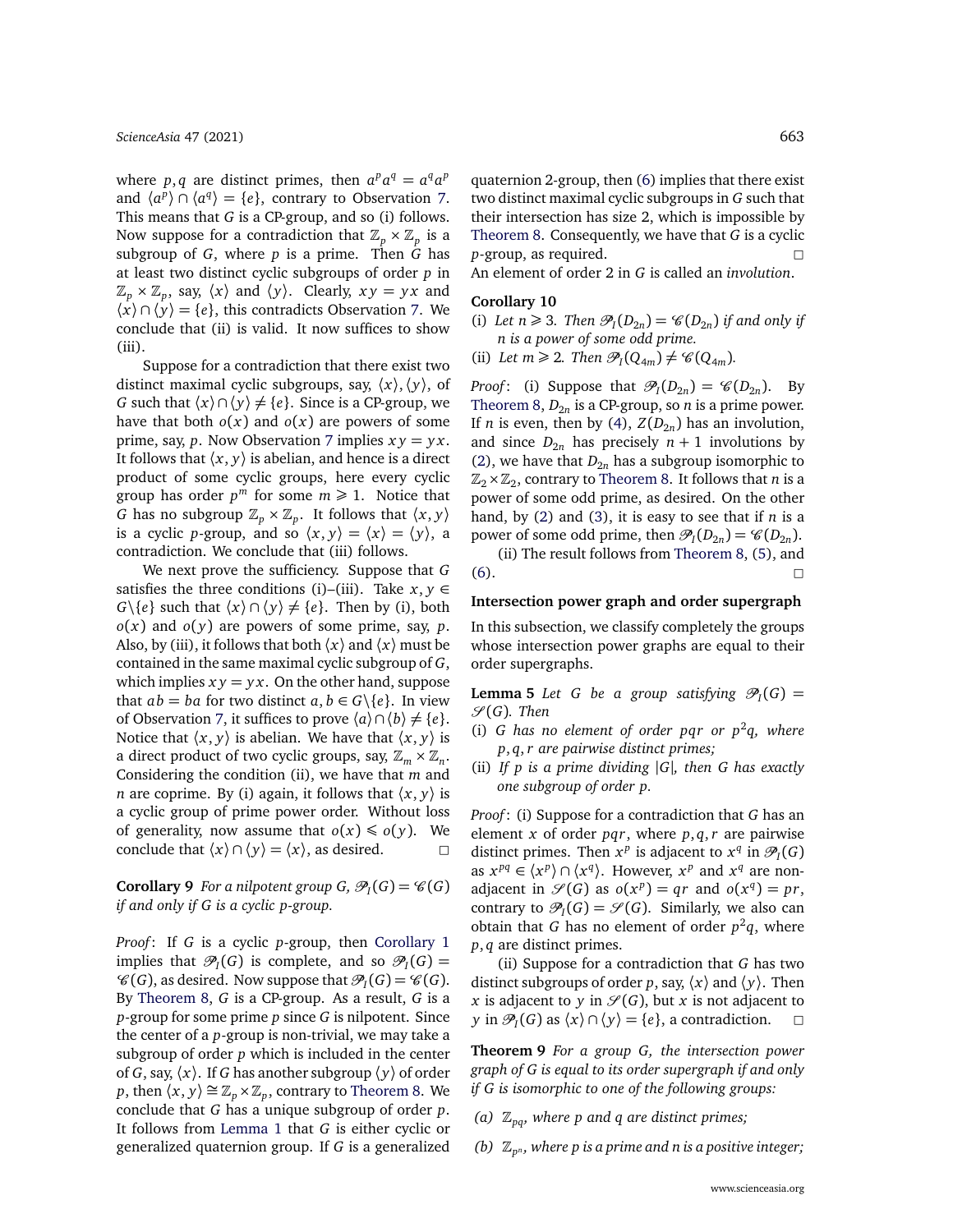where $p, q$ are distinct primes, then $a^p a^q = a^q a^p$ and $\langle a^p \rangle \cap \langle a^q \rangle = \{e\}$, contrary to Observation 7. This means that $G$ is a CP-group, and so (i) follows. Now suppose for a contradiction that $\mathbb{Z}_p \times \mathbb{Z}_p$ is a subgroup of $G$, where $p$ is a prime. Then $G$ has at least two distinct cyclic subgroups of order $p$ in $\mathbb{Z}_p \times \mathbb{Z}_p$, say, $\langle x \rangle$ and $\langle y \rangle$. Clearly, $xy = yx$ and $\langle x \rangle \cap \langle y \rangle = \{e\}$, this contradicts Observation 7. We conclude that (ii) is valid. It now suffices to show (iii).

Suppose for a contradiction that there exist two distinct maximal cyclic subgroups, say, $\langle x \rangle, \langle y \rangle$, of $G$ such that $\langle x \rangle \cap \langle y \rangle \neq \{e\}$. Since is a CP-group, we have that both $o(x)$ and $o(x)$ are powers of some prime, say, $p$. Now Observation 7 implies $xy = yx$. It follows that $\langle x, y \rangle$ is abelian, and hence is a direct product of some cyclic groups, here every cyclic group has order $p^m$ for some $m \geqslant 1$. Notice that $G$ has no subgroup $\mathbb{Z}_p \times \mathbb{Z}_p$. It follows that $\langle x, y \rangle$ is a cyclic $p$-group, and so $\langle x, y \rangle = \langle x \rangle = \langle y \rangle$, a contradiction. We conclude that (iii) follows.

We next prove the sufficiency. Suppose that $G$ satisfies the three conditions (i)–(iii). Take $x, y \in G \backslash \{e\}$ such that $\langle x \rangle \cap \langle y \rangle \neq \{e\}$. Then by (i), both $o(x)$ and $o(y)$ are powers of some prime, say, $p$. Also, by (iii), it follows that both $\langle x \rangle$ and $\langle x \rangle$ must be contained in the same maximal cyclic subgroup of $G$, which implies $xy = yx$. On the other hand, suppose that $ab = ba$ for two distinct $a, b \in G \backslash \{e\}$. In view of Observation 7, it suffices to prove $\langle a \rangle \cap \langle b \rangle \neq \{e\}$. Notice that $\langle x, y \rangle$ is abelian. We have that $\langle x, y \rangle$ is a direct product of two cyclic groups, say, $\mathbb{Z}_m \times \mathbb{Z}_n$. Considering the condition (ii), we have that $m$ and $n$ are coprime. By (i) again, it follows that $\langle x, y \rangle$ is a cyclic group of prime power order. Without loss of generality, now assume that $o(x) \leqslant o(y)$. We conclude that $\langle x \rangle \cap \langle y \rangle = \langle x \rangle$, as desired. □

**Corollary 9** *For a nilpotent group $G$, $\mathscr{P}_I(G) = \mathscr{C}(G)$ if and only if $G$ is a cyclic $p$-group.*

*Proof*: If $G$ is a cyclic $p$-group, then Corollary 1 implies that $\mathscr{P}_I(G)$ is complete, and so $\mathscr{P}_I(G) = \mathscr{C}(G)$, as desired. Now suppose that $\mathscr{P}_I(G) = \mathscr{C}(G)$. By Theorem 8, $G$ is a CP-group. As a result, $G$ is a $p$-group for some prime $p$ since $G$ is nilpotent. Since the center of a $p$-group is non-trivial, we may take a subgroup of order $p$ which is included in the center of $G$, say, $\langle x \rangle$. If $G$ has another subgroup $\langle y \rangle$ of order $p$, then $\langle x, y \rangle \cong \mathbb{Z}_p \times \mathbb{Z}_p$, contrary to Theorem 8. We conclude that $G$ has a unique subgroup of order $p$. It follows from Lemma 1 that $G$ is either cyclic or generalized quaternion group. If $G$ is a generalized quaternion 2-group, then (6) implies that there exist two distinct maximal cyclic subgroups in $G$ such that their intersection has size 2, which is impossible by Theorem 8. Consequently, we have that $G$ is a cyclic $p$-group, as required. □

An element of order 2 in $G$ is called an *involution*.

**Corollary 10**

(i) *Let $n \geqslant 3$. Then $\mathscr{P}_I(D_{2n}) = \mathscr{C}(D_{2n})$ if and only if $n$ is a power of some odd prime.*

(ii) *Let $m \geqslant 2$. Then $\mathscr{P}_I(Q_{4m}) \neq \mathscr{C}(Q_{4m})$.*

*Proof*: (i) Suppose that $\mathscr{P}_I(D_{2n}) = \mathscr{C}(D_{2n})$. By Theorem 8, $D_{2n}$ is a CP-group, so $n$ is a prime power. If $n$ is even, then by (4), $Z(D_{2n})$ has an involution, and since $D_{2n}$ has precisely $n+1$ involutions by (2), we have that $D_{2n}$ has a subgroup isomorphic to $\mathbb{Z}_2 \times \mathbb{Z}_2$, contrary to Theorem 8. It follows that $n$ is a power of some odd prime, as desired. On the other hand, by (2) and (3), it is easy to see that if $n$ is a power of some odd prime, then $\mathscr{P}_I(D_{2n}) = \mathscr{C}(D_{2n})$.

(ii) The result follows from Theorem 8, (5), and (6). □

### Intersection power graph and order supergraph

In this subsection, we classify completely the groups whose intersection power graphs are equal to their order supergraphs.

**Lemma 5** *Let $G$ be a group satisfying $\mathscr{P}_I(G) = \mathscr{S}(G)$. Then*

(i) *$G$ has no element of order $pqr$ or $p^2q$, where $p, q, r$ are pairwise distinct primes;*

(ii) *If $p$ is a prime dividing $|G|$, then $G$ has exactly one subgroup of order $p$.*

*Proof*: (i) Suppose for a contradiction that $G$ has an element $x$ of order $pqr$, where $p, q, r$ are pairwise distinct primes. Then $x^p$ is adjacent to $x^q$ in $\mathscr{P}_I(G)$ as $x^{pq} \in \langle x^p \rangle \cap \langle x^q \rangle$. However, $x^p$ and $x^q$ are non-adjacent in $\mathscr{S}(G)$ as $o(x^p) = qr$ and $o(x^q) = pr$, contrary to $\mathscr{P}_I(G) = \mathscr{S}(G)$. Similarly, we also can obtain that $G$ has no element of order $p^2q$, where $p, q$ are distinct primes.

(ii) Suppose for a contradiction that $G$ has two distinct subgroups of order $p$, say, $\langle x \rangle$ and $\langle y \rangle$. Then $x$ is adjacent to $y$ in $\mathscr{S}(G)$, but $x$ is not adjacent to $y$ in $\mathscr{P}_I(G)$ as $\langle x \rangle \cap \langle y \rangle = \{e\}$, a contradiction. □

**Theorem 9** *For a group $G$, the intersection power graph of $G$ is equal to its order supergraph if and only if $G$ is isomorphic to one of the following groups:*

*(a) $\mathbb{Z}_{pq}$, where $p$ and $q$ are distinct primes;*

*(b) $\mathbb{Z}_{p^n}$, where $p$ is a prime and $n$ is a positive integer;*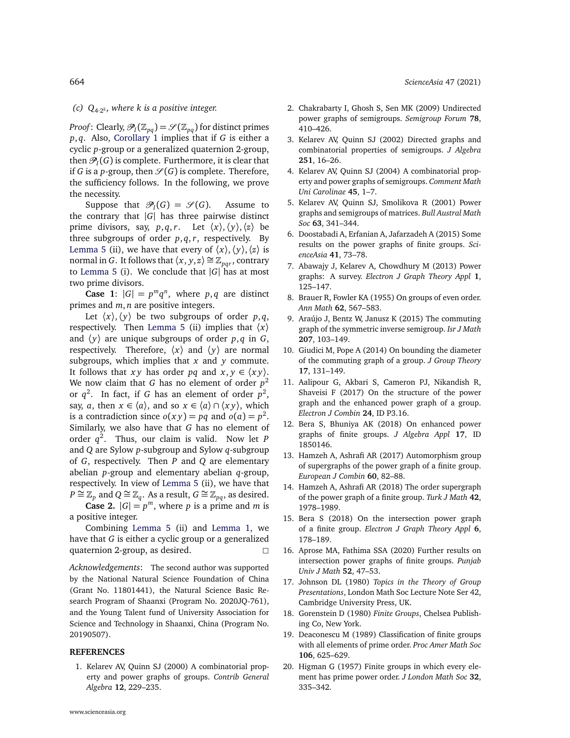(c) $Q_{4\cdot 2^k}$, *where k is a positive integer.*

*Proof*: Clearly, $\mathscr{P}_I(\mathbb{Z}_{pq}) = \mathscr{S}(\mathbb{Z}_{pq})$ for distinct primes $p, q$. Also, Corollary 1 implies that if $G$ is either a cyclic $p$-group or a generalized quaternion 2-group, then $\mathscr{P}_I(G)$ is complete. Furthermore, it is clear that if $G$ is a $p$-group, then $\mathscr{S}(G)$ is complete. Therefore, the sufficiency follows. In the following, we prove the necessity.

Suppose that $\mathscr{P}_I(G) = \mathscr{S}(G)$. Assume to the contrary that $|G|$ has three pairwise distinct prime divisors, say, $p, q, r$. Let $\langle x\rangle, \langle y\rangle, \langle z\rangle$ be three subgroups of order $p, q, r$, respectively. By Lemma 5 (ii), we have that every of $\langle x\rangle, \langle y\rangle, \langle z\rangle$ is normal in $G$. It follows that $\langle x, y, z\rangle \cong \mathbb{Z}_{pqr}$, contrary to Lemma 5 (i). We conclude that $|G|$ has at most two prime divisors.

**Case 1**: $|G| = p^m q^n$, where $p, q$ are distinct primes and $m, n$ are positive integers.

Let $\langle x\rangle, \langle y\rangle$ be two subgroups of order $p, q$, respectively. Then Lemma 5 (ii) implies that $\langle x\rangle$ and $\langle y\rangle$ are unique subgroups of order $p, q$ in $G$, respectively. Therefore, $\langle x\rangle$ and $\langle y\rangle$ are normal subgroups, which implies that $x$ and $y$ commute. It follows that $xy$ has order $pq$ and $x, y \in \langle xy\rangle$. We now claim that $G$ has no element of order $p^2$ or $q^2$. In fact, if $G$ has an element of order $p^2$, say, $a$, then $x \in \langle a\rangle$, and so $x \in \langle a\rangle \cap \langle xy\rangle$, which is a contradiction since $o(xy) = pq$ and $o(a) = p^2$. Similarly, we also have that $G$ has no element of order $q^2$. Thus, our claim is valid. Now let $P$ and $Q$ are Sylow $p$-subgroup and Sylow $q$-subgroup of $G$, respectively. Then $P$ and $Q$ are elementary abelian $p$-group and elementary abelian $q$-group, respectively. In view of Lemma 5 (ii), we have that $P \cong \mathbb{Z}_p$ and $Q \cong \mathbb{Z}_q$. As a result, $G \cong \mathbb{Z}_{pq}$, as desired.

**Case 2.** $|G| = p^m$, where $p$ is a prime and $m$ is a positive integer.

Combining Lemma 5 (ii) and Lemma 1, we have that $G$ is either a cyclic group or a generalized quaternion 2-group, as desired. □

*Acknowledgements*: The second author was supported by the National Natural Science Foundation of China (Grant No. 11801441), the Natural Science Basic Research Program of Shaanxi (Program No. 2020JQ-761), and the Young Talent fund of University Association for Science and Technology in Shaanxi, China (Program No. 20190507).

## REFERENCES

1. Kelarev AV, Quinn SJ (2000) A combinatorial property and power graphs of groups. *Contrib General Algebra* **12**, 229–235.
2. Chakrabarty I, Ghosh S, Sen MK (2009) Undirected power graphs of semigroups. *Semigroup Forum* **78**, 410–426.
3. Kelarev AV, Quinn SJ (2002) Directed graphs and combinatorial properties of semigroups. *J Algebra* **251**, 16–26.
4. Kelarev AV, Quinn SJ (2004) A combinatorial property and power graphs of semigroups. *Comment Math Uni Carolinae* **45**, 1–7.
5. Kelarev AV, Quinn SJ, Smolikova R (2001) Power graphs and semigroups of matrices. *Bull Austral Math Soc* **63**, 341–344.
6. Doostabadi A, Erfanian A, Jafarzadeh A (2015) Some results on the power graphs of finite groups. *ScienceAsia* **41**, 73–78.
7. Abawajy J, Kelarev A, Chowdhury M (2013) Power graphs: A survey. *Electron J Graph Theory Appl* **1**, 125–147.
8. Brauer R, Fowler KA (1955) On groups of even order. *Ann Math* **62**, 567–583.
9. Araújo J, Bentz W, Janusz K (2015) The commuting graph of the symmetric inverse semigroup. *Isr J Math* **207**, 103–149.
10. Giudici M, Pope A (2014) On bounding the diameter of the commuting graph of a group. *J Group Theory* **17**, 131–149.
11. Aalipour G, Akbari S, Cameron PJ, Nikandish R, Shaveisi F (2017) On the structure of the power graph and the enhanced power graph of a group. *Electron J Combin* **24**, ID P3.16.
12. Bera S, Bhuniya AK (2018) On enhanced power graphs of finite groups. *J Algebra Appl* **17**, ID 1850146.
13. Hamzeh A, Ashrafi AR (2017) Automorphism group of supergraphs of the power graph of a finite group. *European J Combin* **60**, 82–88.
14. Hamzeh A, Ashrafi AR (2018) The order supergraph of the power graph of a finite group. *Turk J Math* **42**, 1978–1989.
15. Bera S (2018) On the intersection power graph of a finite group. *Electron J Graph Theory Appl* **6**, 178–189.
16. Aprose MA, Fathima SSA (2020) Further results on intersection power graphs of finite groups. *Punjab Univ J Math* **52**, 47–53.
17. Johnson DL (1980) *Topics in the Theory of Group Presentations*, London Math Soc Lecture Note Ser 42, Cambridge University Press, UK.
18. Gorenstein D (1980) *Finite Groups*, Chelsea Publishing Co, New York.
19. Deaconescu M (1989) Classification of finite groups with all elements of prime order. *Proc Amer Math Soc* **106**, 625–629.
20. Higman G (1957) Finite groups in which every element has prime power order. *J London Math Soc* **32**, 335–342.